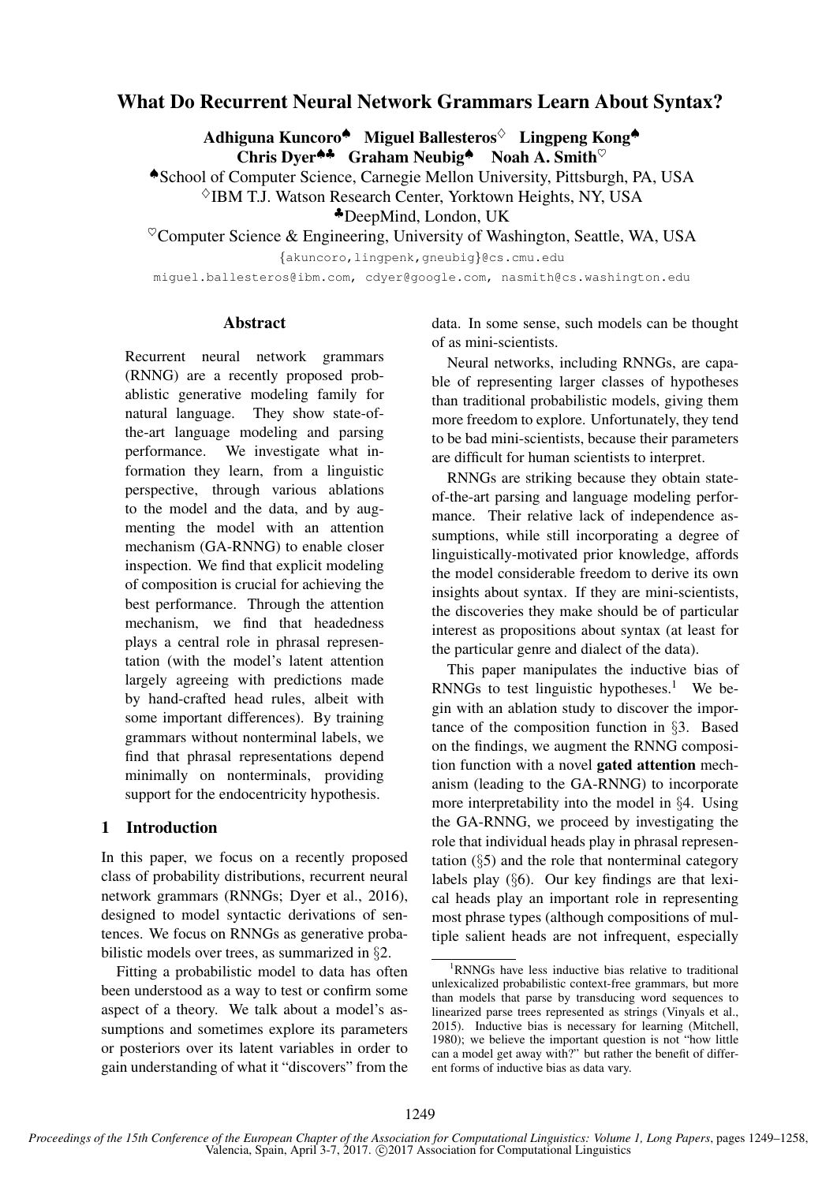# What Do Recurrent Neural Network Grammars Learn About Syntax?

**Adhiguna Kuncoro**[♠] **Miguel Ballesteros**[♢] **Lingpeng Kong**[♠]
**Chris Dyer**[♠♣] **Graham Neubig**[♠] **Noah A. Smith**[♡]

[♠]School of Computer Science, Carnegie Mellon University, Pittsburgh, PA, USA
[♢]IBM T.J. Watson Research Center, Yorktown Heights, NY, USA
[♣]DeepMind, London, UK
[♡]Computer Science & Engineering, University of Washington, Seattle, WA, USA

{akuncoro,lingpenk,gneubig}@cs.cmu.edu
miguel.ballesteros@ibm.com, cdyer@google.com, nasmith@cs.washington.edu

## Abstract

Recurrent neural network grammars (RNNG) are a recently proposed probablistic generative modeling family for natural language. They show state-of-the-art language modeling and parsing performance. We investigate what information they learn, from a linguistic perspective, through various ablations to the model and the data, and by augmenting the model with an attention mechanism (GA-RNNG) to enable closer inspection. We find that explicit modeling of composition is crucial for achieving the best performance. Through the attention mechanism, we find that headedness plays a central role in phrasal representation (with the model's latent attention largely agreeing with predictions made by hand-crafted head rules, albeit with some important differences). By training grammars without nonterminal labels, we find that phrasal representations depend minimally on nonterminals, providing support for the endocentricity hypothesis.

## 1 Introduction

In this paper, we focus on a recently proposed class of probability distributions, recurrent neural network grammars (RNNGs; Dyer et al., 2016), designed to model syntactic derivations of sentences. We focus on RNNGs as generative probabilistic models over trees, as summarized in §2.

Fitting a probabilistic model to data has often been understood as a way to test or confirm some aspect of a theory. We talk about a model's assumptions and sometimes explore its parameters or posteriors over its latent variables in order to gain understanding of what it "discovers" from the data. In some sense, such models can be thought of as mini-scientists.

Neural networks, including RNNGs, are capable of representing larger classes of hypotheses than traditional probabilistic models, giving them more freedom to explore. Unfortunately, they tend to be bad mini-scientists, because their parameters are difficult for human scientists to interpret.

RNNGs are striking because they obtain state-of-the-art parsing and language modeling performance. Their relative lack of independence assumptions, while still incorporating a degree of linguistically-motivated prior knowledge, affords the model considerable freedom to derive its own insights about syntax. If they are mini-scientists, the discoveries they make should be of particular interest as propositions about syntax (at least for the particular genre and dialect of the data).

This paper manipulates the inductive bias of RNNGs to test linguistic hypotheses.[1] We begin with an ablation study to discover the importance of the composition function in §3. Based on the findings, we augment the RNNG composition function with a novel **gated attention** mechanism (leading to the GA-RNNG) to incorporate more interpretability into the model in §4. Using the GA-RNNG, we proceed by investigating the role that individual heads play in phrasal representation (§5) and the role that nonterminal category labels play (§6). Our key findings are that lexical heads play an important role in representing most phrase types (although compositions of multiple salient heads are not infrequent, especially

[1]RNNGs have less inductive bias relative to traditional unlexicalized probabilistic context-free grammars, but more than models that parse by transducing word sequences to linearized parse trees represented as strings (Vinyals et al., 2015). Inductive bias is necessary for learning (Mitchell, 1980); we believe the important question is not "how little can a model get away with?" but rather the benefit of different forms of inductive bias as data vary.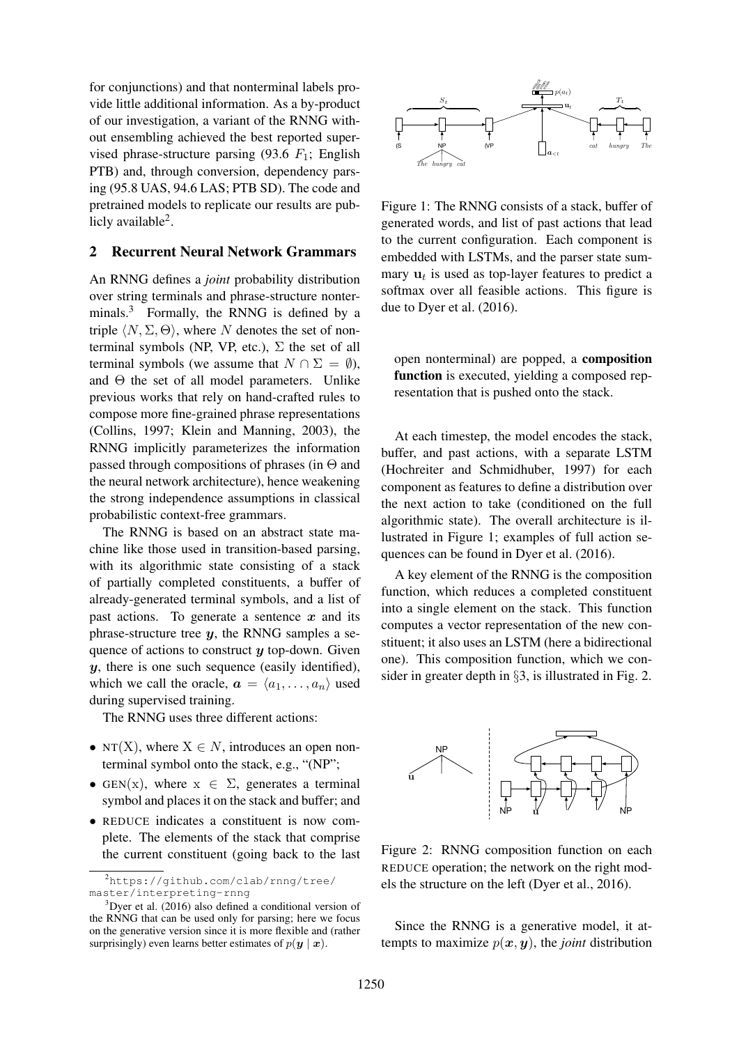for conjunctions) and that nonterminal labels provide little additional information. As a by-product of our investigation, a variant of the RNNG without ensembling achieved the best reported supervised phrase-structure parsing (93.6 $F_1$; English PTB) and, through conversion, dependency parsing (95.8 UAS, 94.6 LAS; PTB SD). The code and pretrained models to replicate our results are publicly available[2].

## 2 Recurrent Neural Network Grammars

An RNNG defines a *joint* probability distribution over string terminals and phrase-structure nonterminals.[3] Formally, the RNNG is defined by a triple $\langle N, \Sigma, \Theta \rangle$, where $N$ denotes the set of nonterminal symbols (NP, VP, etc.), $\Sigma$ the set of all terminal symbols (we assume that $N \cap \Sigma = \emptyset$), and $\Theta$ the set of all model parameters. Unlike previous works that rely on hand-crafted rules to compose more fine-grained phrase representations (Collins, 1997; Klein and Manning, 2003), the RNNG implicitly parameterizes the information passed through compositions of phrases (in $\Theta$ and the neural network architecture), hence weakening the strong independence assumptions in classical probabilistic context-free grammars.

The RNNG is based on an abstract state machine like those used in transition-based parsing, with its algorithmic state consisting of a stack of partially completed constituents, a buffer of already-generated terminal symbols, and a list of past actions. To generate a sentence $\boldsymbol{x}$ and its phrase-structure tree $\boldsymbol{y}$, the RNNG samples a sequence of actions to construct $\boldsymbol{y}$ top-down. Given $\boldsymbol{y}$, there is one such sequence (easily identified), which we call the oracle, $\boldsymbol{a} = \langle a_1, \ldots, a_n \rangle$ used during supervised training.

The RNNG uses three different actions:

- NT(X), where $\mathrm{X} \in N$, introduces an open nonterminal symbol onto the stack, e.g., "(NP";
- GEN(x), where $\mathrm{x} \in \Sigma$, generates a terminal symbol and places it on the stack and buffer; and
- REDUCE indicates a constituent is now complete. The elements of the stack that comprise the current constituent (going back to the last open nonterminal) are popped, a **composition function** is executed, yielding a composed representation that is pushed onto the stack.

Figure 1: The RNNG consists of a stack, buffer of generated words, and list of past actions that lead to the current configuration. Each component is embedded with LSTMs, and the parser state summary $\mathbf{u}_t$ is used as top-layer features to predict a softmax over all feasible actions. This figure is due to Dyer et al. (2016).

At each timestep, the model encodes the stack, buffer, and past actions, with a separate LSTM (Hochreiter and Schmidhuber, 1997) for each component as features to define a distribution over the next action to take (conditioned on the full algorithmic state). The overall architecture is illustrated in Figure 1; examples of full action sequences can be found in Dyer et al. (2016).

A key element of the RNNG is the composition function, which reduces a completed constituent into a single element on the stack. This function computes a vector representation of the new constituent; it also uses an LSTM (here a bidirectional one). This composition function, which we consider in greater depth in §3, is illustrated in Fig. 2.

Figure 2: RNNG composition function on each REDUCE operation; the network on the right models the structure on the left (Dyer et al., 2016).

Since the RNNG is a generative model, it attempts to maximize $p(\boldsymbol{x}, \boldsymbol{y})$, the *joint* distribution

[2] https://github.com/clab/rnng/tree/master/interpreting-rnng

[3] Dyer et al. (2016) also defined a conditional version of the RNNG that can be used only for parsing; here we focus on the generative version since it is more flexible and (rather surprisingly) even learns better estimates of $p(\boldsymbol{y} \mid \boldsymbol{x})$.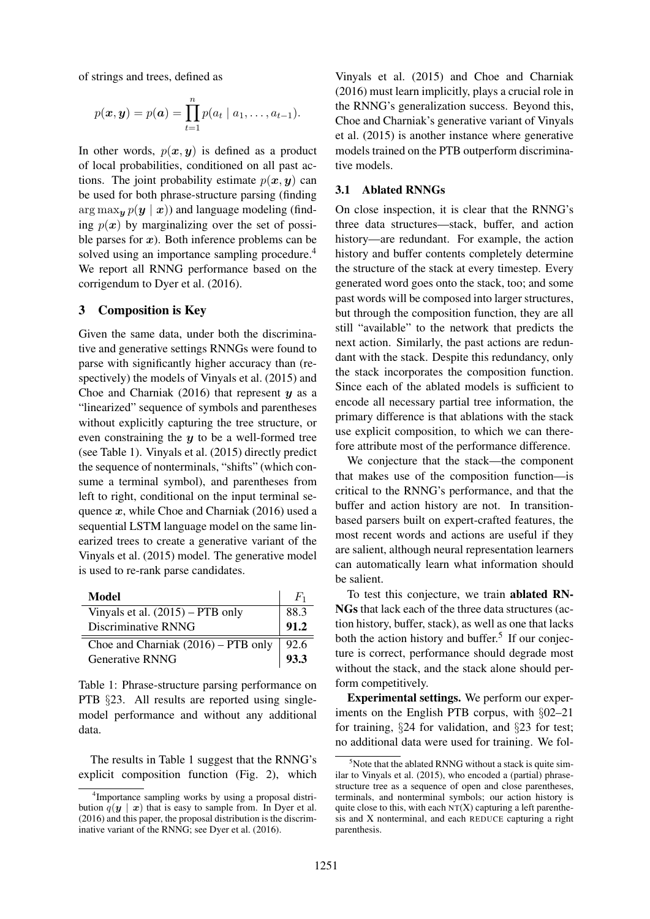of strings and trees, defined as

$$p(\boldsymbol{x}, \boldsymbol{y}) = p(\boldsymbol{a}) = \prod_{t=1}^{n} p(a_t \mid a_1, \ldots, a_{t-1}).$$

In other words, $p(\boldsymbol{x}, \boldsymbol{y})$ is defined as a product of local probabilities, conditioned on all past actions. The joint probability estimate $p(\boldsymbol{x}, \boldsymbol{y})$ can be used for both phrase-structure parsing (finding $\arg\max_{\boldsymbol{y}} p(\boldsymbol{y} \mid \boldsymbol{x})$) and language modeling (finding $p(\boldsymbol{x})$ by marginalizing over the set of possible parses for $\boldsymbol{x}$). Both inference problems can be solved using an importance sampling procedure.[4] We report all RNNG performance based on the corrigendum to Dyer et al. (2016).

## 3 Composition is Key

Given the same data, under both the discriminative and generative settings RNNGs were found to parse with significantly higher accuracy than (respectively) the models of Vinyals et al. (2015) and Choe and Charniak (2016) that represent $\boldsymbol{y}$ as a "linearized" sequence of symbols and parentheses without explicitly capturing the tree structure, or even constraining the $\boldsymbol{y}$ to be a well-formed tree (see Table 1). Vinyals et al. (2015) directly predict the sequence of nonterminals, "shifts" (which consume a terminal symbol), and parentheses from left to right, conditional on the input terminal sequence $\boldsymbol{x}$, while Choe and Charniak (2016) used a sequential LSTM language model on the same linearized trees to create a generative variant of the Vinyals et al. (2015) model. The generative model is used to re-rank parse candidates.

| Model | $F_1$ |
|---|---|
| Vinyals et al. (2015) – PTB only | 88.3 |
| Discriminative RNNG | **91.2** |
| Choe and Charniak (2016) – PTB only | 92.6 |
| Generative RNNG | **93.3** |

Table 1: Phrase-structure parsing performance on PTB §23. All results are reported using single-model performance and without any additional data.

The results in Table 1 suggest that the RNNG's explicit composition function (Fig. 2), which Vinyals et al. (2015) and Choe and Charniak (2016) must learn implicitly, plays a crucial role in the RNNG's generalization success. Beyond this, Choe and Charniak's generative variant of Vinyals et al. (2015) is another instance where generative models trained on the PTB outperform discriminative models.

### 3.1 Ablated RNNGs

On close inspection, it is clear that the RNNG's three data structures—stack, buffer, and action history—are redundant. For example, the action history and buffer contents completely determine the structure of the stack at every timestep. Every generated word goes onto the stack, too; and some past words will be composed into larger structures, but through the composition function, they are all still "available" to the network that predicts the next action. Similarly, the past actions are redundant with the stack. Despite this redundancy, only the stack incorporates the composition function. Since each of the ablated models is sufficient to encode all necessary partial tree information, the primary difference is that ablations with the stack use explicit composition, to which we can therefore attribute most of the performance difference.

We conjecture that the stack—the component that makes use of the composition function—is critical to the RNNG's performance, and that the buffer and action history are not. In transition-based parsers built on expert-crafted features, the most recent words and actions are useful if they are salient, although neural representation learners can automatically learn what information should be salient.

To test this conjecture, we train **ablated RNNGs** that lack each of the three data structures (action history, buffer, stack), as well as one that lacks both the action history and buffer.[5] If our conjecture is correct, performance should degrade most without the stack, and the stack alone should perform competitively.

**Experimental settings.** We perform our experiments on the English PTB corpus, with §02–21 for training, §24 for validation, and §23 for test; no additional data were used for training. We fol-

[4] Importance sampling works by using a proposal distribution $q(\boldsymbol{y} \mid \boldsymbol{x})$ that is easy to sample from. In Dyer et al. (2016) and this paper, the proposal distribution is the discriminative variant of the RNNG; see Dyer et al. (2016).

[5] Note that the ablated RNNG without a stack is quite similar to Vinyals et al. (2015), who encoded a (partial) phrase-structure tree as a sequence of open and close parentheses, terminals, and nonterminal symbols; our action history is quite close to this, with each NT(X) capturing a left parenthesis and X nonterminal, and each REDUCE capturing a right parenthesis.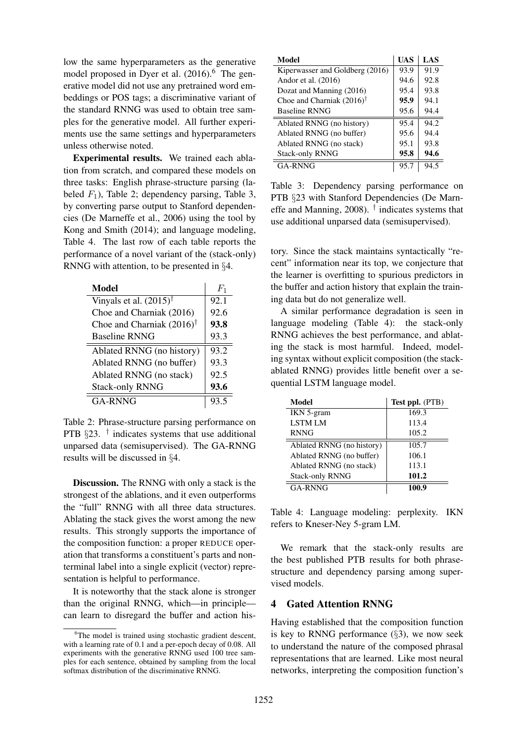low the same hyperparameters as the generative model proposed in Dyer et al. (2016).[6] The generative model did not use any pretrained word embeddings or POS tags; a discriminative variant of the standard RNNG was used to obtain tree samples for the generative model. All further experiments use the same settings and hyperparameters unless otherwise noted.

**Experimental results.** We trained each ablation from scratch, and compared these models on three tasks: English phrase-structure parsing (labeled $F_1$), Table 2; dependency parsing, Table 3, by converting parse output to Stanford dependencies (De Marneffe et al., 2006) using the tool by Kong and Smith (2014); and language modeling, Table 4. The last row of each table reports the performance of a novel variant of the (stack-only) RNNG with attention, to be presented in §4.

| Model | $F_1$ |
|---|---|
| Vinyals et al. (2015)[†] | 92.1 |
| Choe and Charniak (2016) | 92.6 |
| Choe and Charniak (2016)[†] | **93.8** |
| Baseline RNNG | 93.3 |
| Ablated RNNG (no history) | 93.2 |
| Ablated RNNG (no buffer) | 93.3 |
| Ablated RNNG (no stack) | 92.5 |
| Stack-only RNNG | **93.6** |
| GA-RNNG | 93.5 |

Table 2: Phrase-structure parsing performance on PTB §23. [†] indicates systems that use additional unparsed data (semisupervised). The GA-RNNG results will be discussed in §4.

**Discussion.** The RNNG with only a stack is the strongest of the ablations, and it even outperforms the "full" RNNG with all three data structures. Ablating the stack gives the worst among the new results. This strongly supports the importance of the composition function: a proper REDUCE operation that transforms a constituent's parts and nonterminal label into a single explicit (vector) representation is helpful to performance.

It is noteworthy that the stack alone is stronger than the original RNNG, which—in principle—can learn to disregard the buffer and action history. Since the stack maintains syntactically "recent" information near its top, we conjecture that the learner is overfitting to spurious predictors in the buffer and action history that explain the training data but do not generalize well.

| Model | UAS | LAS |
|---|---|---|
| Kiperwasser and Goldberg (2016) | 93.9 | 91.9 |
| Andor et al. (2016) | 94.6 | 92.8 |
| Dozat and Manning (2016) | 95.4 | 93.8 |
| Choe and Charniak (2016)[†] | **95.9** | 94.1 |
| Baseline RNNG | 95.6 | 94.4 |
| Ablated RNNG (no history) | 95.4 | 94.2 |
| Ablated RNNG (no buffer) | 95.6 | 94.4 |
| Ablated RNNG (no stack) | 95.1 | 93.8 |
| Stack-only RNNG | **95.8** | **94.6** |
| GA-RNNG | 95.7 | 94.5 |

Table 3: Dependency parsing performance on PTB §23 with Stanford Dependencies (De Marneffe and Manning, 2008). [†] indicates systems that use additional unparsed data (semisupervised).

A similar performance degradation is seen in language modeling (Table 4): the stack-only RNNG achieves the best performance, and ablating the stack is most harmful. Indeed, modeling syntax without explicit composition (the stack-ablated RNNG) provides little benefit over a sequential LSTM language model.

| Model | Test ppl. (PTB) |
|---|---|
| IKN 5-gram | 169.3 |
| LSTM LM | 113.4 |
| RNNG | 105.2 |
| Ablated RNNG (no history) | 105.7 |
| Ablated RNNG (no buffer) | 106.1 |
| Ablated RNNG (no stack) | 113.1 |
| Stack-only RNNG | **101.2** |
| GA-RNNG | **100.9** |

Table 4: Language modeling: perplexity. IKN refers to Kneser-Ney 5-gram LM.

We remark that the stack-only results are the best published PTB results for both phrase-structure and dependency parsing among supervised models.

## 4 Gated Attention RNNG

Having established that the composition function is key to RNNG performance (§3), we now seek to understand the nature of the composed phrasal representations that are learned. Like most neural networks, interpreting the composition function's

[6] The model is trained using stochastic gradient descent, with a learning rate of 0.1 and a per-epoch decay of 0.08. All experiments with the generative RNNG used 100 tree samples for each sentence, obtained by sampling from the local softmax distribution of the discriminative RNNG.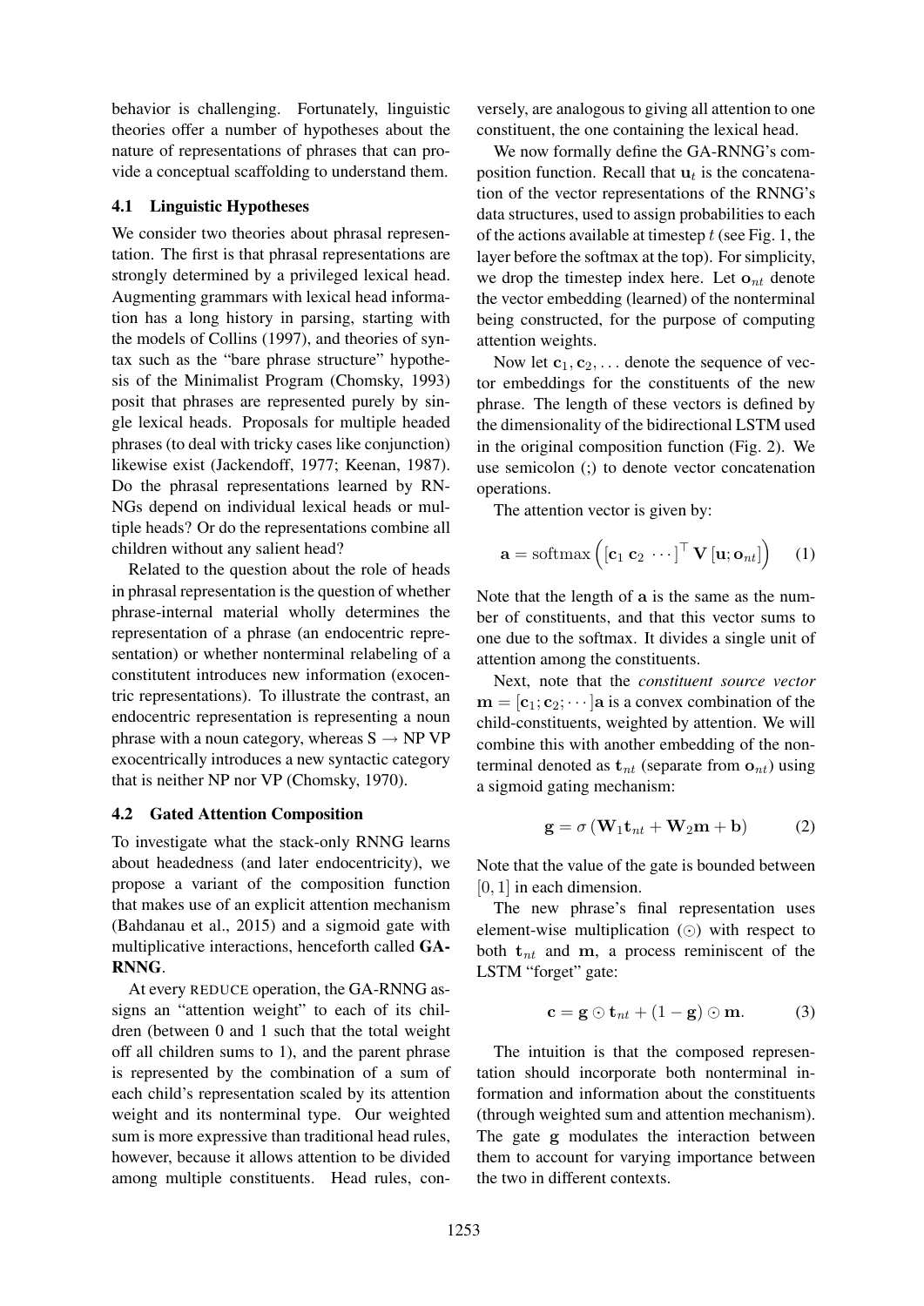behavior is challenging. Fortunately, linguistic theories offer a number of hypotheses about the nature of representations of phrases that can provide a conceptual scaffolding to understand them.

### 4.1 Linguistic Hypotheses

We consider two theories about phrasal representation. The first is that phrasal representations are strongly determined by a privileged lexical head. Augmenting grammars with lexical head information has a long history in parsing, starting with the models of Collins (1997), and theories of syntax such as the "bare phrase structure" hypothesis of the Minimalist Program (Chomsky, 1993) posit that phrases are represented purely by single lexical heads. Proposals for multiple headed phrases (to deal with tricky cases like conjunction) likewise exist (Jackendoff, 1977; Keenan, 1987). Do the phrasal representations learned by RNNGs depend on individual lexical heads or multiple heads? Or do the representations combine all children without any salient head?

Related to the question about the role of heads in phrasal representation is the question of whether phrase-internal material wholly determines the representation of a phrase (an endocentric representation) or whether nonterminal relabeling of a constitutent introduces new information (exocentric representations). To illustrate the contrast, an endocentric representation is representing a noun phrase with a noun category, whereas S $\rightarrow$ NP VP exocentrically introduces a new syntactic category that is neither NP nor VP (Chomsky, 1970).

### 4.2 Gated Attention Composition

To investigate what the stack-only RNNG learns about headedness (and later endocentricity), we propose a variant of the composition function that makes use of an explicit attention mechanism (Bahdanau et al., 2015) and a sigmoid gate with multiplicative interactions, henceforth called **GA-RNNG**.

At every REDUCE operation, the GA-RNNG assigns an "attention weight" to each of its children (between 0 and 1 such that the total weight off all children sums to 1), and the parent phrase is represented by the combination of a sum of each child's representation scaled by its attention weight and its nonterminal type. Our weighted sum is more expressive than traditional head rules, however, because it allows attention to be divided among multiple constituents. Head rules, conversely, are analogous to giving all attention to one constituent, the one containing the lexical head.

We now formally define the GA-RNNG's composition function. Recall that $\mathbf{u}_t$ is the concatenation of the vector representations of the RNNG's data structures, used to assign probabilities to each of the actions available at timestep $t$ (see Fig. 1, the layer before the softmax at the top). For simplicity, we drop the timestep index here. Let $\mathbf{o}_{nt}$ denote the vector embedding (learned) of the nonterminal being constructed, for the purpose of computing attention weights.

Now let $\mathbf{c}_1, \mathbf{c}_2, \ldots$ denote the sequence of vector embeddings for the constituents of the new phrase. The length of these vectors is defined by the dimensionality of the bidirectional LSTM used in the original composition function (Fig. 2). We use semicolon (;) to denote vector concatenation operations.

The attention vector is given by:

$$\mathbf{a} = \mathrm{softmax}\left( [\mathbf{c}_1 \; \mathbf{c}_2 \; \cdots]^\top \mathbf{V} \, [\mathbf{u}; \mathbf{o}_{nt}] \right) \qquad (1)$$

Note that the length of $\mathbf{a}$ is the same as the number of constituents, and that this vector sums to one due to the softmax. It divides a single unit of attention among the constituents.

Next, note that the *constituent source vector* $\mathbf{m} = [\mathbf{c}_1; \mathbf{c}_2; \cdots]\mathbf{a}$ is a convex combination of the child-constituents, weighted by attention. We will combine this with another embedding of the nonterminal denoted as $\mathbf{t}_{nt}$ (separate from $\mathbf{o}_{nt}$) using a sigmoid gating mechanism:

$$\mathbf{g} = \sigma \left( \mathbf{W}_1 \mathbf{t}_{nt} + \mathbf{W}_2 \mathbf{m} + \mathbf{b} \right) \qquad (2)$$

Note that the value of the gate is bounded between $[0, 1]$ in each dimension.

The new phrase's final representation uses element-wise multiplication ($\odot$) with respect to both $\mathbf{t}_{nt}$ and $\mathbf{m}$, a process reminiscent of the LSTM "forget" gate:

$$\mathbf{c} = \mathbf{g} \odot \mathbf{t}_{nt} + (1 - \mathbf{g}) \odot \mathbf{m}. \qquad (3)$$

The intuition is that the composed representation should incorporate both nonterminal information and information about the constituents (through weighted sum and attention mechanism). The gate $\mathbf{g}$ modulates the interaction between them to account for varying importance between the two in different contexts.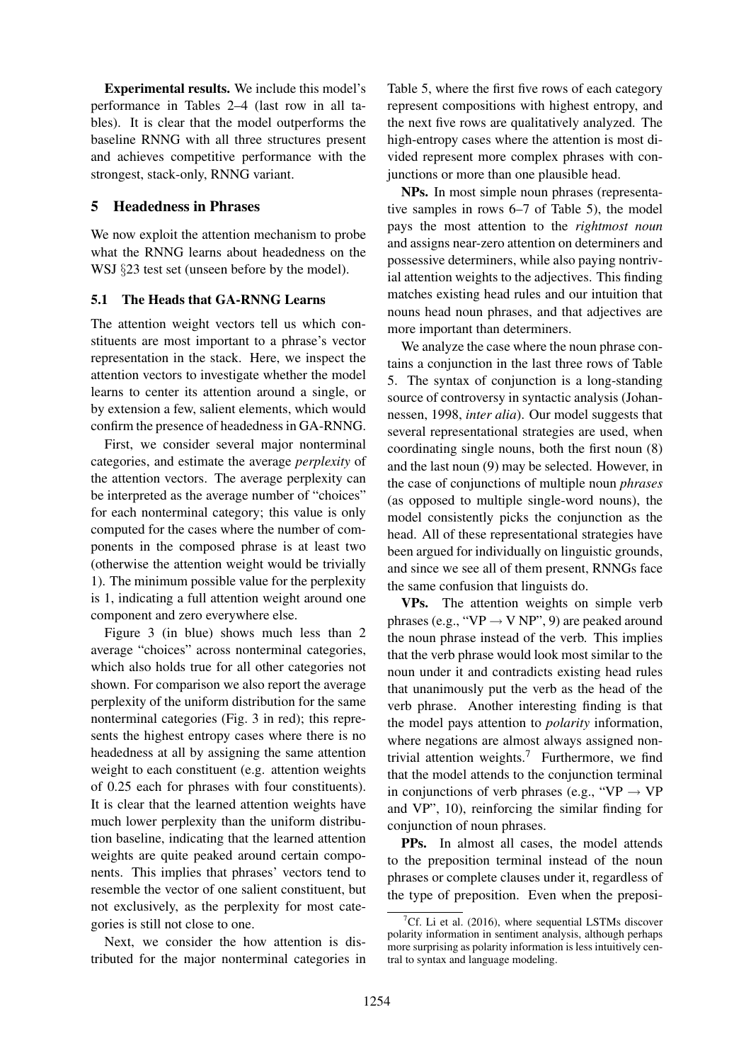**Experimental results.** We include this model's performance in Tables 2–4 (last row in all tables). It is clear that the model outperforms the baseline RNNG with all three structures present and achieves competitive performance with the strongest, stack-only, RNNG variant.

## 5 Headedness in Phrases

We now exploit the attention mechanism to probe what the RNNG learns about headedness on the WSJ §23 test set (unseen before by the model).

### 5.1 The Heads that GA-RNNG Learns

The attention weight vectors tell us which constituents are most important to a phrase's vector representation in the stack. Here, we inspect the attention vectors to investigate whether the model learns to center its attention around a single, or by extension a few, salient elements, which would confirm the presence of headedness in GA-RNNG.

First, we consider several major nonterminal categories, and estimate the average *perplexity* of the attention vectors. The average perplexity can be interpreted as the average number of "choices" for each nonterminal category; this value is only computed for the cases where the number of components in the composed phrase is at least two (otherwise the attention weight would be trivially 1). The minimum possible value for the perplexity is 1, indicating a full attention weight around one component and zero everywhere else.

Figure 3 (in blue) shows much less than 2 average "choices" across nonterminal categories, which also holds true for all other categories not shown. For comparison we also report the average perplexity of the uniform distribution for the same nonterminal categories (Fig. 3 in red); this represents the highest entropy cases where there is no headedness at all by assigning the same attention weight to each constituent (e.g. attention weights of 0.25 each for phrases with four constituents). It is clear that the learned attention weights have much lower perplexity than the uniform distribution baseline, indicating that the learned attention weights are quite peaked around certain components. This implies that phrases' vectors tend to resemble the vector of one salient constituent, but not exclusively, as the perplexity for most categories is still not close to one.

Next, we consider the how attention is distributed for the major nonterminal categories in Table 5, where the first five rows of each category represent compositions with highest entropy, and the next five rows are qualitatively analyzed. The high-entropy cases where the attention is most divided represent more complex phrases with conjunctions or more than one plausible head.

**NPs.** In most simple noun phrases (representative samples in rows 6–7 of Table 5), the model pays the most attention to the *rightmost noun* and assigns near-zero attention on determiners and possessive determiners, while also paying nontrivial attention weights to the adjectives. This finding matches existing head rules and our intuition that nouns head noun phrases, and that adjectives are more important than determiners.

We analyze the case where the noun phrase contains a conjunction in the last three rows of Table 5. The syntax of conjunction is a long-standing source of controversy in syntactic analysis (Johannessen, 1998, *inter alia*). Our model suggests that several representational strategies are used, when coordinating single nouns, both the first noun (8) and the last noun (9) may be selected. However, in the case of conjunctions of multiple noun *phrases* (as opposed to multiple single-word nouns), the model consistently picks the conjunction as the head. All of these representational strategies have been argued for individually on linguistic grounds, and since we see all of them present, RNNGs face the same confusion that linguists do.

**VPs.** The attention weights on simple verb phrases (e.g., "VP → V NP", 9) are peaked around the noun phrase instead of the verb. This implies that the verb phrase would look most similar to the noun under it and contradicts existing head rules that unanimously put the verb as the head of the verb phrase. Another interesting finding is that the model pays attention to *polarity* information, where negations are almost always assigned nontrivial attention weights.[7] Furthermore, we find that the model attends to the conjunction terminal in conjunctions of verb phrases (e.g., "VP → VP and VP", 10), reinforcing the similar finding for conjunction of noun phrases.

**PPs.** In almost all cases, the model attends to the preposition terminal instead of the noun phrases or complete clauses under it, regardless of the type of preposition. Even when the preposi-

[7] Cf. Li et al. (2016), where sequential LSTMs discover polarity information in sentiment analysis, although perhaps more surprising as polarity information is less intuitively central to syntax and language modeling.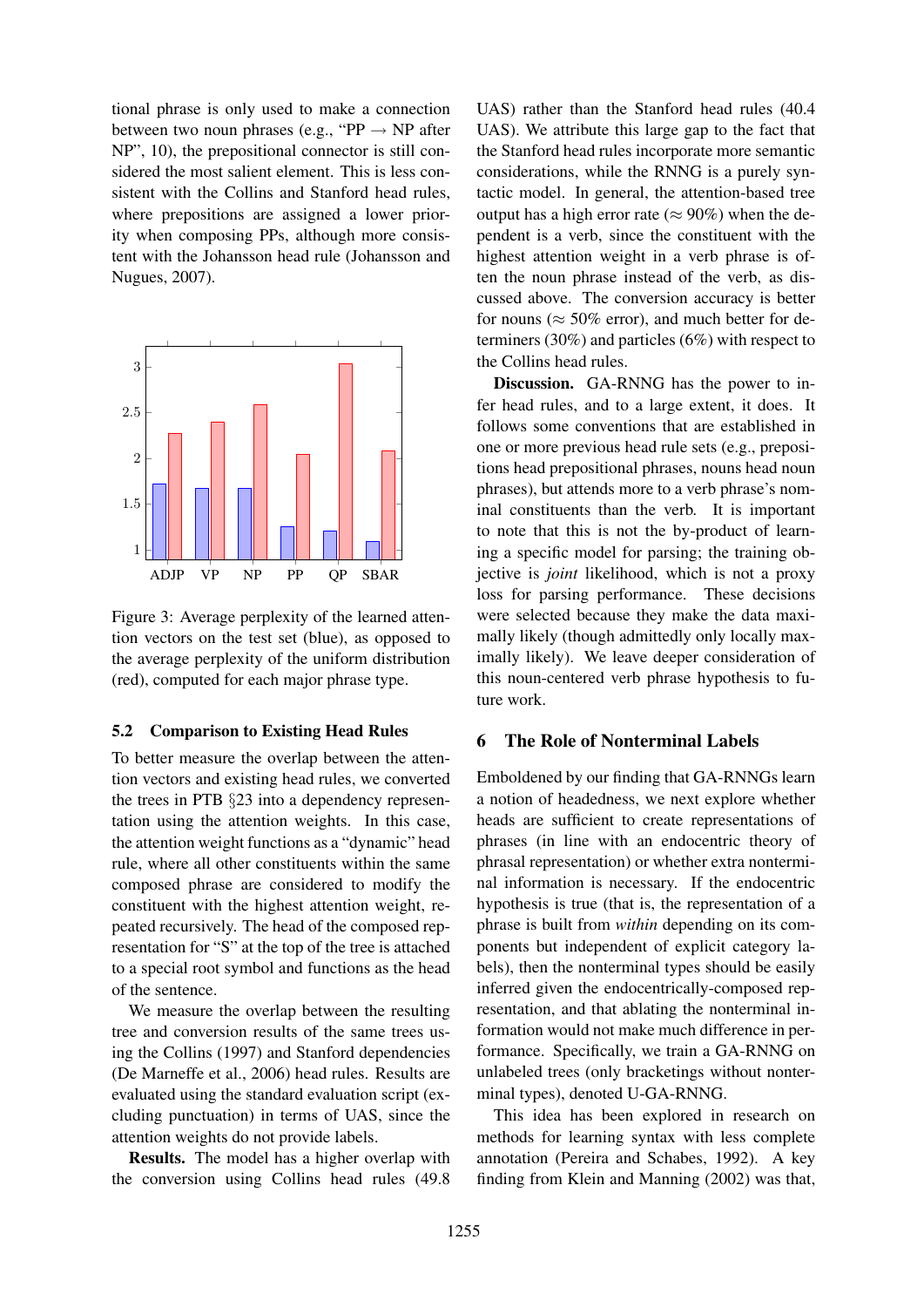tional phrase is only used to make a connection between two noun phrases (e.g., "PP → NP after NP", 10), the prepositional connector is still considered the most salient element. This is less consistent with the Collins and Stanford head rules, where prepositions are assigned a lower priority when composing PPs, although more consistent with the Johansson head rule (Johansson and Nugues, 2007).

Figure 3: Average perplexity of the learned attention vectors on the test set (blue), as opposed to the average perplexity of the uniform distribution (red), computed for each major phrase type.

### 5.2 Comparison to Existing Head Rules

To better measure the overlap between the attention vectors and existing head rules, we converted the trees in PTB §23 into a dependency representation using the attention weights. In this case, the attention weight functions as a "dynamic" head rule, where all other constituents within the same composed phrase are considered to modify the constituent with the highest attention weight, repeated recursively. The head of the composed representation for "S" at the top of the tree is attached to a special root symbol and functions as the head of the sentence.

We measure the overlap between the resulting tree and conversion results of the same trees using the Collins (1997) and Stanford dependencies (De Marneffe et al., 2006) head rules. Results are evaluated using the standard evaluation script (excluding punctuation) in terms of UAS, since the attention weights do not provide labels.

**Results.** The model has a higher overlap with the conversion using Collins head rules (49.8 UAS) rather than the Stanford head rules (40.4 UAS). We attribute this large gap to the fact that the Stanford head rules incorporate more semantic considerations, while the RNNG is a purely syntactic model. In general, the attention-based tree output has a high error rate (≈ 90%) when the dependent is a verb, since the constituent with the highest attention weight in a verb phrase is often the noun phrase instead of the verb, as discussed above. The conversion accuracy is better for nouns (≈ 50% error), and much better for determiners (30%) and particles (6%) with respect to the Collins head rules.

**Discussion.** GA-RNNG has the power to infer head rules, and to a large extent, it does. It follows some conventions that are established in one or more previous head rule sets (e.g., prepositions head prepositional phrases, nouns head noun phrases), but attends more to a verb phrase's nominal constituents than the verb. It is important to note that this is not the by-product of learning a specific model for parsing; the training objective is *joint* likelihood, which is not a proxy loss for parsing performance. These decisions were selected because they make the data maximally likely (though admittedly only locally maximally likely). We leave deeper consideration of this noun-centered verb phrase hypothesis to future work.

## 6 The Role of Nonterminal Labels

Emboldened by our finding that GA-RNNGs learn a notion of headedness, we next explore whether heads are sufficient to create representations of phrases (in line with an endocentric theory of phrasal representation) or whether extra nonterminal information is necessary. If the endocentric hypothesis is true (that is, the representation of a phrase is built from *within* depending on its components but independent of explicit category labels), then the nonterminal types should be easily inferred given the endocentrically-composed representation, and that ablating the nonterminal information would not make much difference in performance. Specifically, we train a GA-RNNG on unlabeled trees (only bracketings without nonterminal types), denoted U-GA-RNNG.

This idea has been explored in research on methods for learning syntax with less complete annotation (Pereira and Schabes, 1992). A key finding from Klein and Manning (2002) was that,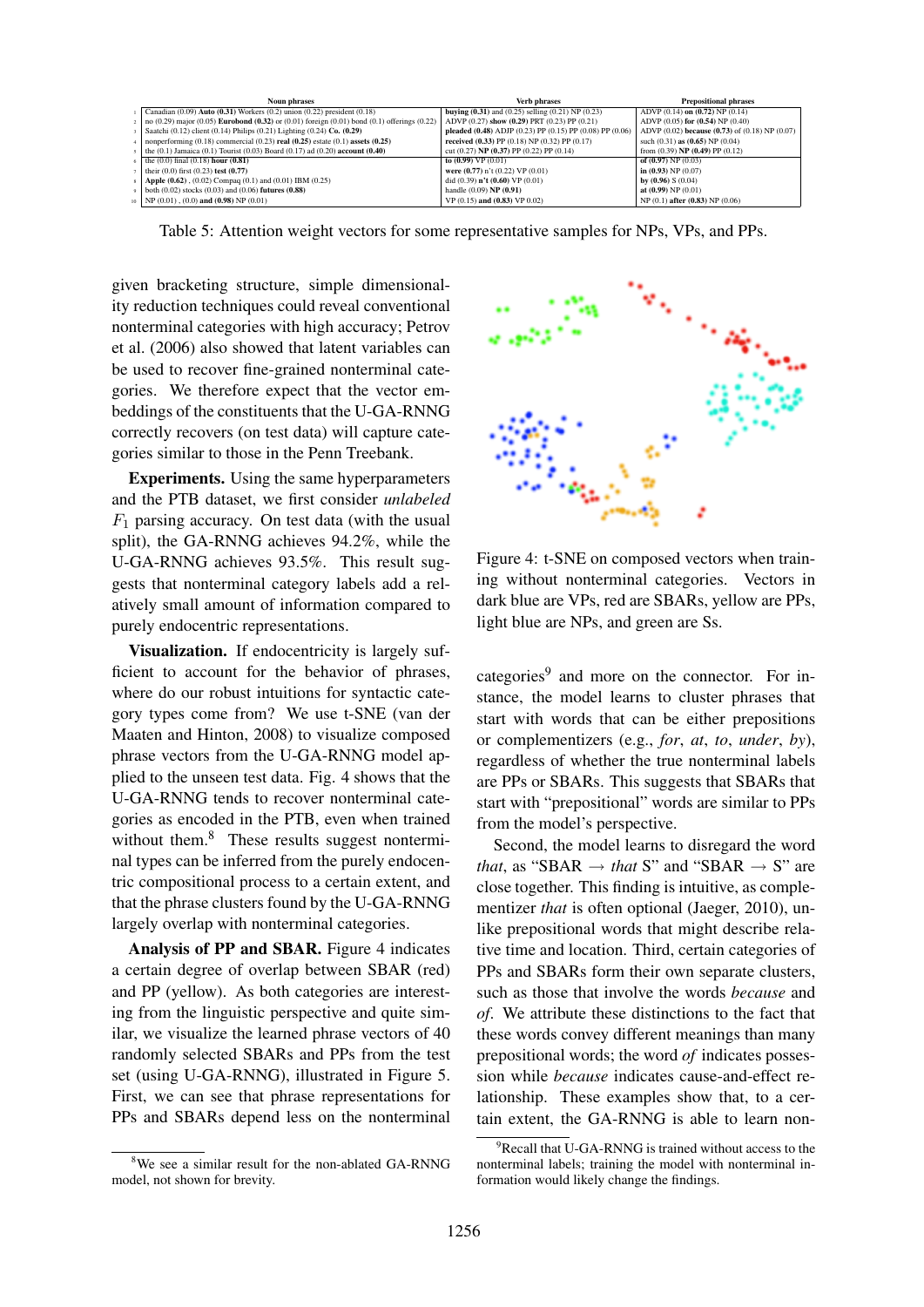| | Noun phrases | Verb phrases | Prepositional phrases |
|---|---|---|---|
| 1 | Canadian (0.09) **Auto (0.31)** Workers (0.2) union (0.22) president (0.18) | **buying (0.31)** and (0.25) selling (0.21) NP (0.23) | ADVP (0.14) **on (0.72)** NP (0.14) |
| 2 | no (0.29) major (0.05) **Eurobond (0.32)** or (0.01) foreign (0.01) bond (0.1) offerings (0.22) | ADVP (0.27) **show (0.29)** PRT (0.23) PP (0.21) | ADVP (0.05) **for (0.54)** NP (0.40) |
| 3 | Saatchi (0.12) client (0.14) Philips (0.21) Lighting (0.24) **Co. (0.29)** | **pleaded (0.48)** ADJP (0.23) PP (0.15) PP (0.08) PP (0.06) | ADVP (0.02) **because (0.73)** of (0.18) NP (0.07) |
| 4 | nonperforming (0.18) commercial (0.23) **real (0.25)** estate (0.1) **assets (0.25)** | **received (0.33)** PP (0.18) NP (0.32) PP (0.17) | such (0.31) **as (0.65)** NP (0.04) |
| 5 | the (0.1) Jamaica (0.1) Tourist (0.03) Board (0.17) ad (0.20) **account (0.40)** | cut (0.27) **NP (0.37)** PP (0.22) PP (0.14) | from (0.39) **NP (0.49)** PP (0.12) |
| 6 | the (0.0) final (0.18) **hour (0.81)** | **to (0.99)** VP (0.01) | **of (0.97)** NP (0.03) |
| 7 | their (0.0) first (0.23) **test (0.77)** | **were (0.77)** n't (0.22) VP (0.01) | **in (0.93)** NP (0.07) |
| 8 | **Apple (0.62)** , (0.02) Compaq (0.1) and (0.01) IBM (0.25) | did (0.39) **n't (0.60)** VP (0.01) | **by (0.96)** S (0.04) |
| 9 | both (0.02) stocks (0.03) and (0.06) **futures (0.88)** | handle (0.09) **NP (0.91)** | **at (0.99)** NP (0.01) |
| 10 | NP (0.01) , (0.0) **and (0.98)** NP (0.01) | VP (0.15) **and (0.83)** VP 0.02) | NP (0.1) **after (0.83)** NP (0.06) |

Table 5: Attention weight vectors for some representative samples for NPs, VPs, and PPs.

given bracketing structure, simple dimensionality reduction techniques could reveal conventional nonterminal categories with high accuracy; Petrov et al. (2006) also showed that latent variables can be used to recover fine-grained nonterminal categories. We therefore expect that the vector embeddings of the constituents that the U-GA-RNNG correctly recovers (on test data) will capture categories similar to those in the Penn Treebank.

**Experiments.** Using the same hyperparameters and the PTB dataset, we first consider *unlabeled* $F_1$ parsing accuracy. On test data (with the usual split), the GA-RNNG achieves 94.2%, while the U-GA-RNNG achieves 93.5%. This result suggests that nonterminal category labels add a relatively small amount of information compared to purely endocentric representations.

**Visualization.** If endocentricity is largely sufficient to account for the behavior of phrases, where do our robust intuitions for syntactic category types come from? We use t-SNE (van der Maaten and Hinton, 2008) to visualize composed phrase vectors from the U-GA-RNNG model applied to the unseen test data. Fig. 4 shows that the U-GA-RNNG tends to recover nonterminal categories as encoded in the PTB, even when trained without them.[8] These results suggest nonterminal types can be inferred from the purely endocentric compositional process to a certain extent, and that the phrase clusters found by the U-GA-RNNG largely overlap with nonterminal categories.

**Analysis of PP and SBAR.** Figure 4 indicates a certain degree of overlap between SBAR (red) and PP (yellow). As both categories are interesting from the linguistic perspective and quite similar, we visualize the learned phrase vectors of 40 randomly selected SBARs and PPs from the test set (using U-GA-RNNG), illustrated in Figure 5. First, we can see that phrase representations for PPs and SBARs depend less on the nonterminal

Figure 4: t-SNE on composed vectors when training without nonterminal categories. Vectors in dark blue are VPs, red are SBARs, yellow are PPs, light blue are NPs, and green are Ss.

categories[9] and more on the connector. For instance, the model learns to cluster phrases that start with words that can be either prepositions or complementizers (e.g., *for*, *at*, *to*, *under*, *by*), regardless of whether the true nonterminal labels are PPs or SBARs. This suggests that SBARs that start with "prepositional" words are similar to PPs from the model's perspective.

Second, the model learns to disregard the word *that*, as "SBAR $\rightarrow$ *that* S" and "SBAR $\rightarrow$ S" are close together. This finding is intuitive, as complementizer *that* is often optional (Jaeger, 2010), unlike prepositional words that might describe relative time and location. Third, certain categories of PPs and SBARs form their own separate clusters, such as those that involve the words *because* and *of*. We attribute these distinctions to the fact that these words convey different meanings than many prepositional words; the word *of* indicates possession while *because* indicates cause-and-effect relationship. These examples show that, to a certain extent, the GA-RNNG is able to learn non-

[8] We see a similar result for the non-ablated GA-RNNG model, not shown for brevity.

[9] Recall that U-GA-RNNG is trained without access to the nonterminal labels; training the model with nonterminal information would likely change the findings.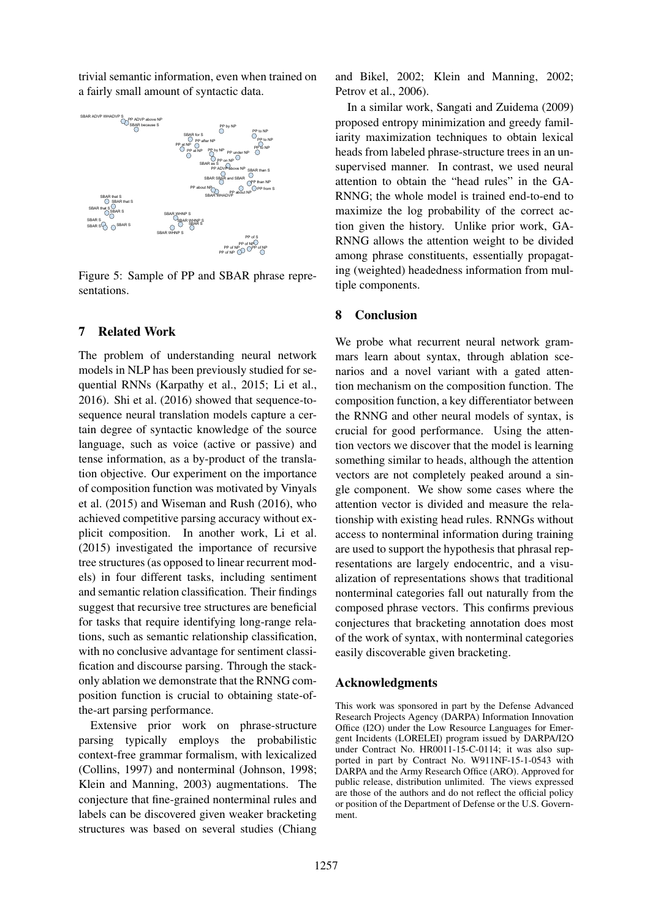trivial semantic information, even when trained on a fairly small amount of syntactic data.

Figure 5: Sample of PP and SBAR phrase representations.

## 7 Related Work

The problem of understanding neural network models in NLP has been previously studied for sequential RNNs (Karpathy et al., 2015; Li et al., 2016). Shi et al. (2016) showed that sequence-to-sequence neural translation models capture a certain degree of syntactic knowledge of the source language, such as voice (active or passive) and tense information, as a by-product of the translation objective. Our experiment on the importance of composition function was motivated by Vinyals et al. (2015) and Wiseman and Rush (2016), who achieved competitive parsing accuracy without explicit composition. In another work, Li et al. (2015) investigated the importance of recursive tree structures (as opposed to linear recurrent models) in four different tasks, including sentiment and semantic relation classification. Their findings suggest that recursive tree structures are beneficial for tasks that require identifying long-range relations, such as semantic relationship classification, with no conclusive advantage for sentiment classification and discourse parsing. Through the stack-only ablation we demonstrate that the RNNG composition function is crucial to obtaining state-of-the-art parsing performance.

Extensive prior work on phrase-structure parsing typically employs the probabilistic context-free grammar formalism, with lexicalized (Collins, 1997) and nonterminal (Johnson, 1998; Klein and Manning, 2003) augmentations. The conjecture that fine-grained nonterminal rules and labels can be discovered given weaker bracketing structures was based on several studies (Chiang and Bikel, 2002; Klein and Manning, 2002; Petrov et al., 2006).

In a similar work, Sangati and Zuidema (2009) proposed entropy minimization and greedy familiarity maximization techniques to obtain lexical heads from labeled phrase-structure trees in an unsupervised manner. In contrast, we used neural attention to obtain the "head rules" in the GA-RNNG; the whole model is trained end-to-end to maximize the log probability of the correct action given the history. Unlike prior work, GA-RNNG allows the attention weight to be divided among phrase constituents, essentially propagating (weighted) headedness information from multiple components.

## 8 Conclusion

We probe what recurrent neural network grammars learn about syntax, through ablation scenarios and a novel variant with a gated attention mechanism on the composition function. The composition function, a key differentiator between the RNNG and other neural models of syntax, is crucial for good performance. Using the attention vectors we discover that the model is learning something similar to heads, although the attention vectors are not completely peaked around a single component. We show some cases where the attention vector is divided and measure the relationship with existing head rules. RNNGs without access to nonterminal information during training are used to support the hypothesis that phrasal representations are largely endocentric, and a visualization of representations shows that traditional nonterminal categories fall out naturally from the composed phrase vectors. This confirms previous conjectures that bracketing annotation does most of the work of syntax, with nonterminal categories easily discoverable given bracketing.

## Acknowledgments

This work was sponsored in part by the Defense Advanced Research Projects Agency (DARPA) Information Innovation Office (I2O) under the Low Resource Languages for Emergent Incidents (LORELEI) program issued by DARPA/I2O under Contract No. HR0011-15-C-0114; it was also supported in part by Contract No. W911NF-15-1-0543 with DARPA and the Army Research Office (ARO). Approved for public release, distribution unlimited. The views expressed are those of the authors and do not reflect the official policy or position of the Department of Defense or the U.S. Government.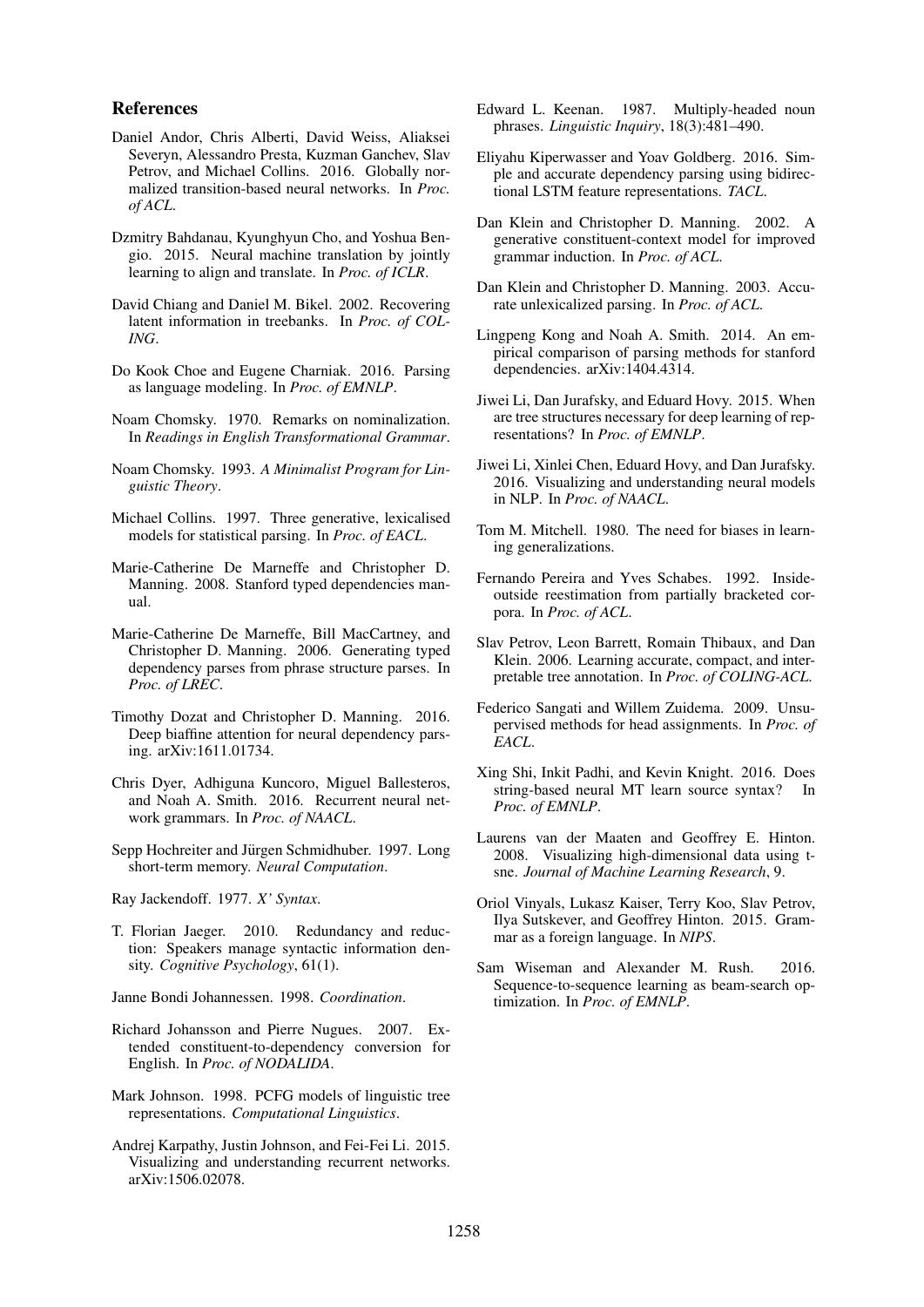## References

Daniel Andor, Chris Alberti, David Weiss, Aliaksei Severyn, Alessandro Presta, Kuzman Ganchev, Slav Petrov, and Michael Collins. 2016. Globally normalized transition-based neural networks. In *Proc. of ACL*.

Dzmitry Bahdanau, Kyunghyun Cho, and Yoshua Bengio. 2015. Neural machine translation by jointly learning to align and translate. In *Proc. of ICLR*.

David Chiang and Daniel M. Bikel. 2002. Recovering latent information in treebanks. In *Proc. of COLING*.

Do Kook Choe and Eugene Charniak. 2016. Parsing as language modeling. In *Proc. of EMNLP*.

Noam Chomsky. 1970. Remarks on nominalization. In *Readings in English Transformational Grammar*.

Noam Chomsky. 1993. *A Minimalist Program for Linguistic Theory*.

Michael Collins. 1997. Three generative, lexicalised models for statistical parsing. In *Proc. of EACL*.

Marie-Catherine De Marneffe and Christopher D. Manning. 2008. Stanford typed dependencies manual.

Marie-Catherine De Marneffe, Bill MacCartney, and Christopher D. Manning. 2006. Generating typed dependency parses from phrase structure parses. In *Proc. of LREC*.

Timothy Dozat and Christopher D. Manning. 2016. Deep biaffine attention for neural dependency parsing. arXiv:1611.01734.

Chris Dyer, Adhiguna Kuncoro, Miguel Ballesteros, and Noah A. Smith. 2016. Recurrent neural network grammars. In *Proc. of NAACL*.

Sepp Hochreiter and Jürgen Schmidhuber. 1997. Long short-term memory. *Neural Computation*.

Ray Jackendoff. 1977. *X' Syntax*.

T. Florian Jaeger. 2010. Redundancy and reduction: Speakers manage syntactic information density. *Cognitive Psychology*, 61(1).

Janne Bondi Johannessen. 1998. *Coordination*.

Richard Johansson and Pierre Nugues. 2007. Extended constituent-to-dependency conversion for English. In *Proc. of NODALIDA*.

Mark Johnson. 1998. PCFG models of linguistic tree representations. *Computational Linguistics*.

Andrej Karpathy, Justin Johnson, and Fei-Fei Li. 2015. Visualizing and understanding recurrent networks. arXiv:1506.02078.

Edward L. Keenan. 1987. Multiply-headed noun phrases. *Linguistic Inquiry*, 18(3):481–490.

Eliyahu Kiperwasser and Yoav Goldberg. 2016. Simple and accurate dependency parsing using bidirectional LSTM feature representations. *TACL*.

Dan Klein and Christopher D. Manning. 2002. A generative constituent-context model for improved grammar induction. In *Proc. of ACL*.

Dan Klein and Christopher D. Manning. 2003. Accurate unlexicalized parsing. In *Proc. of ACL*.

Lingpeng Kong and Noah A. Smith. 2014. An empirical comparison of parsing methods for stanford dependencies. arXiv:1404.4314.

Jiwei Li, Dan Jurafsky, and Eduard Hovy. 2015. When are tree structures necessary for deep learning of representations? In *Proc. of EMNLP*.

Jiwei Li, Xinlei Chen, Eduard Hovy, and Dan Jurafsky. 2016. Visualizing and understanding neural models in NLP. In *Proc. of NAACL*.

Tom M. Mitchell. 1980. The need for biases in learning generalizations.

Fernando Pereira and Yves Schabes. 1992. Inside-outside reestimation from partially bracketed corpora. In *Proc. of ACL*.

Slav Petrov, Leon Barrett, Romain Thibaux, and Dan Klein. 2006. Learning accurate, compact, and interpretable tree annotation. In *Proc. of COLING-ACL*.

Federico Sangati and Willem Zuidema. 2009. Unsupervised methods for head assignments. In *Proc. of EACL*.

Xing Shi, Inkit Padhi, and Kevin Knight. 2016. Does string-based neural MT learn source syntax? In *Proc. of EMNLP*.

Laurens van der Maaten and Geoffrey E. Hinton. 2008. Visualizing high-dimensional data using t-sne. *Journal of Machine Learning Research*, 9.

Oriol Vinyals, Lukasz Kaiser, Terry Koo, Slav Petrov, Ilya Sutskever, and Geoffrey Hinton. 2015. Grammar as a foreign language. In *NIPS*.

Sam Wiseman and Alexander M. Rush. 2016. Sequence-to-sequence learning as beam-search optimization. In *Proc. of EMNLP*.